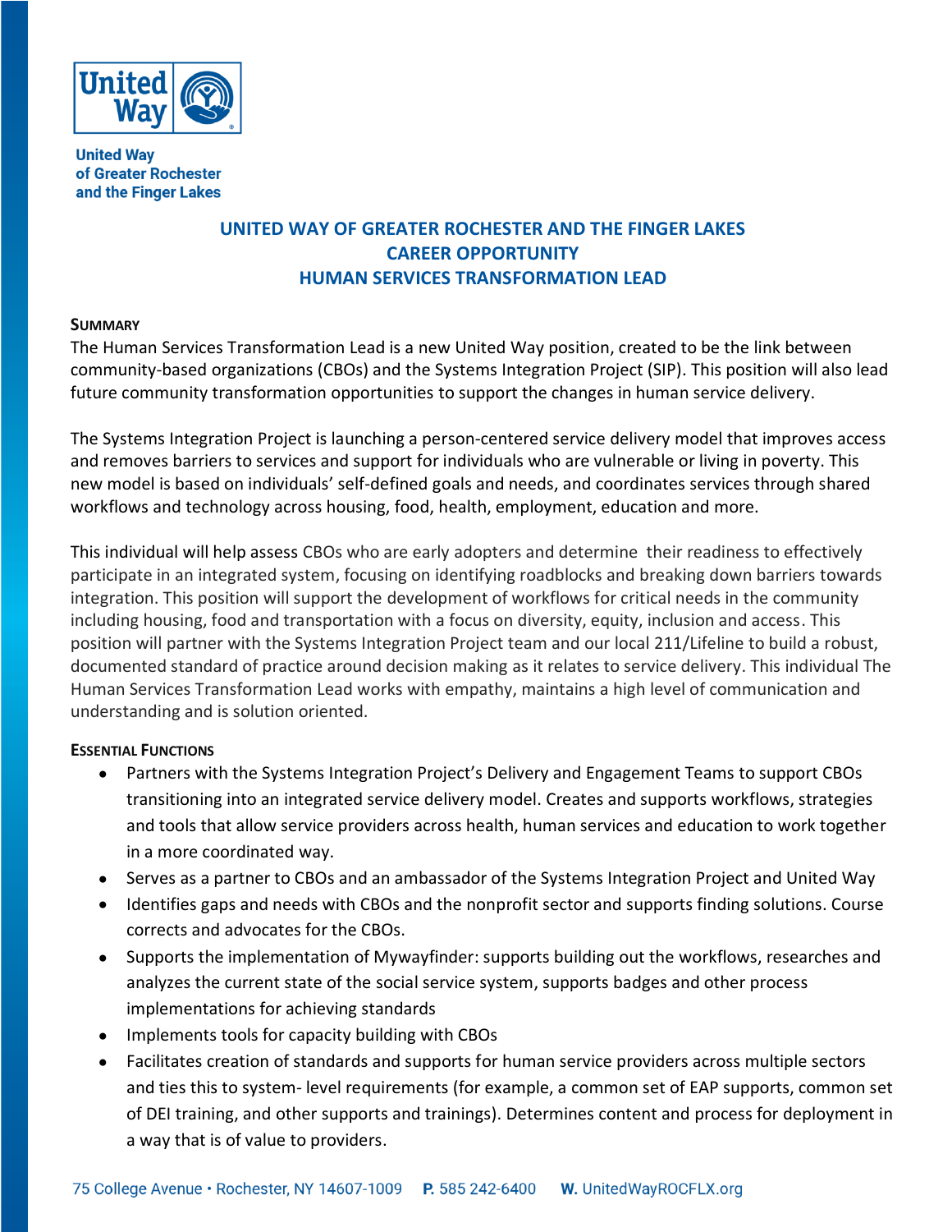United Way
of Greater Rochester
and the Finger Lakes

# UNITED WAY OF GREATER ROCHESTER AND THE FINGER LAKES
# CAREER OPPORTUNITY
# HUMAN SERVICES TRANSFORMATION LEAD

## SUMMARY

The Human Services Transformation Lead is a new United Way position, created to be the link between community-based organizations (CBOs) and the Systems Integration Project (SIP). This position will also lead future community transformation opportunities to support the changes in human service delivery.

The Systems Integration Project is launching a person-centered service delivery model that improves access and removes barriers to services and support for individuals who are vulnerable or living in poverty. This new model is based on individuals' self-defined goals and needs, and coordinates services through shared workflows and technology across housing, food, health, employment, education and more.

This individual will help assess CBOs who are early adopters and determine their readiness to effectively participate in an integrated system, focusing on identifying roadblocks and breaking down barriers towards integration. This position will support the development of workflows for critical needs in the community including housing, food and transportation with a focus on diversity, equity, inclusion and access. This position will partner with the Systems Integration Project team and our local 211/Lifeline to build a robust, documented standard of practice around decision making as it relates to service delivery. This individual The Human Services Transformation Lead works with empathy, maintains a high level of communication and understanding and is solution oriented.

## ESSENTIAL FUNCTIONS

- Partners with the Systems Integration Project's Delivery and Engagement Teams to support CBOs transitioning into an integrated service delivery model. Creates and supports workflows, strategies and tools that allow service providers across health, human services and education to work together in a more coordinated way.
- Serves as a partner to CBOs and an ambassador of the Systems Integration Project and United Way
- Identifies gaps and needs with CBOs and the nonprofit sector and supports finding solutions. Course corrects and advocates for the CBOs.
- Supports the implementation of Mywayfinder: supports building out the workflows, researches and analyzes the current state of the social service system, supports badges and other process implementations for achieving standards
- Implements tools for capacity building with CBOs
- Facilitates creation of standards and supports for human service providers across multiple sectors and ties this to system- level requirements (for example, a common set of EAP supports, common set of DEI training, and other supports and trainings). Determines content and process for deployment in a way that is of value to providers.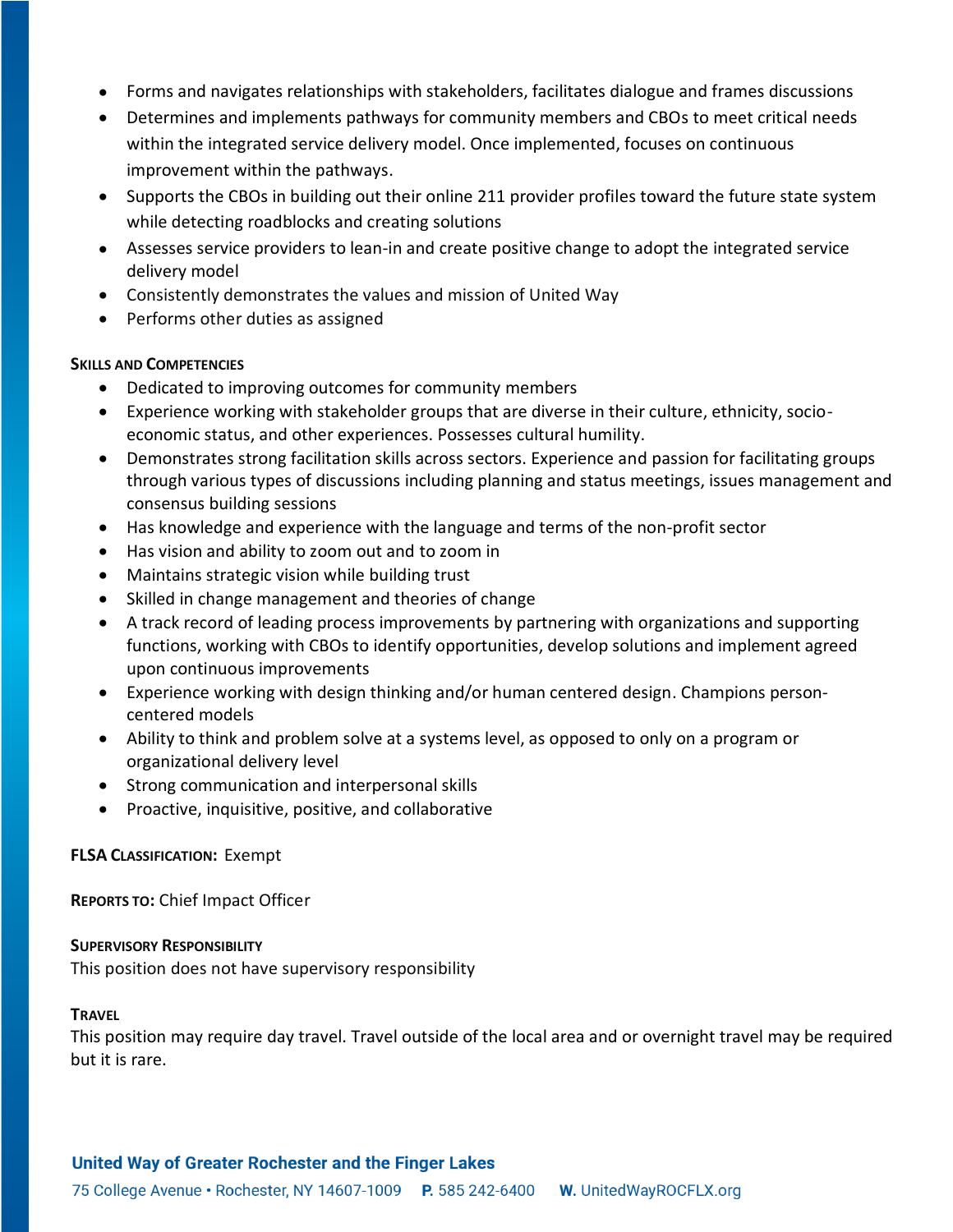- Forms and navigates relationships with stakeholders, facilitates dialogue and frames discussions
- Determines and implements pathways for community members and CBOs to meet critical needs within the integrated service delivery model. Once implemented, focuses on continuous improvement within the pathways.
- Supports the CBOs in building out their online 211 provider profiles toward the future state system while detecting roadblocks and creating solutions
- Assesses service providers to lean-in and create positive change to adopt the integrated service delivery model
- Consistently demonstrates the values and mission of United Way
- Performs other duties as assigned

**Skills and Competencies**

- Dedicated to improving outcomes for community members
- Experience working with stakeholder groups that are diverse in their culture, ethnicity, socio-economic status, and other experiences. Possesses cultural humility.
- Demonstrates strong facilitation skills across sectors. Experience and passion for facilitating groups through various types of discussions including planning and status meetings, issues management and consensus building sessions
- Has knowledge and experience with the language and terms of the non-profit sector
- Has vision and ability to zoom out and to zoom in
- Maintains strategic vision while building trust
- Skilled in change management and theories of change
- A track record of leading process improvements by partnering with organizations and supporting functions, working with CBOs to identify opportunities, develop solutions and implement agreed upon continuous improvements
- Experience working with design thinking and/or human centered design. Champions person-centered models
- Ability to think and problem solve at a systems level, as opposed to only on a program or organizational delivery level
- Strong communication and interpersonal skills
- Proactive, inquisitive, positive, and collaborative

**FLSA Classification:** Exempt

**Reports to:** Chief Impact Officer

**Supervisory Responsibility**

This position does not have supervisory responsibility

**Travel**

This position may require day travel. Travel outside of the local area and or overnight travel may be required but it is rare.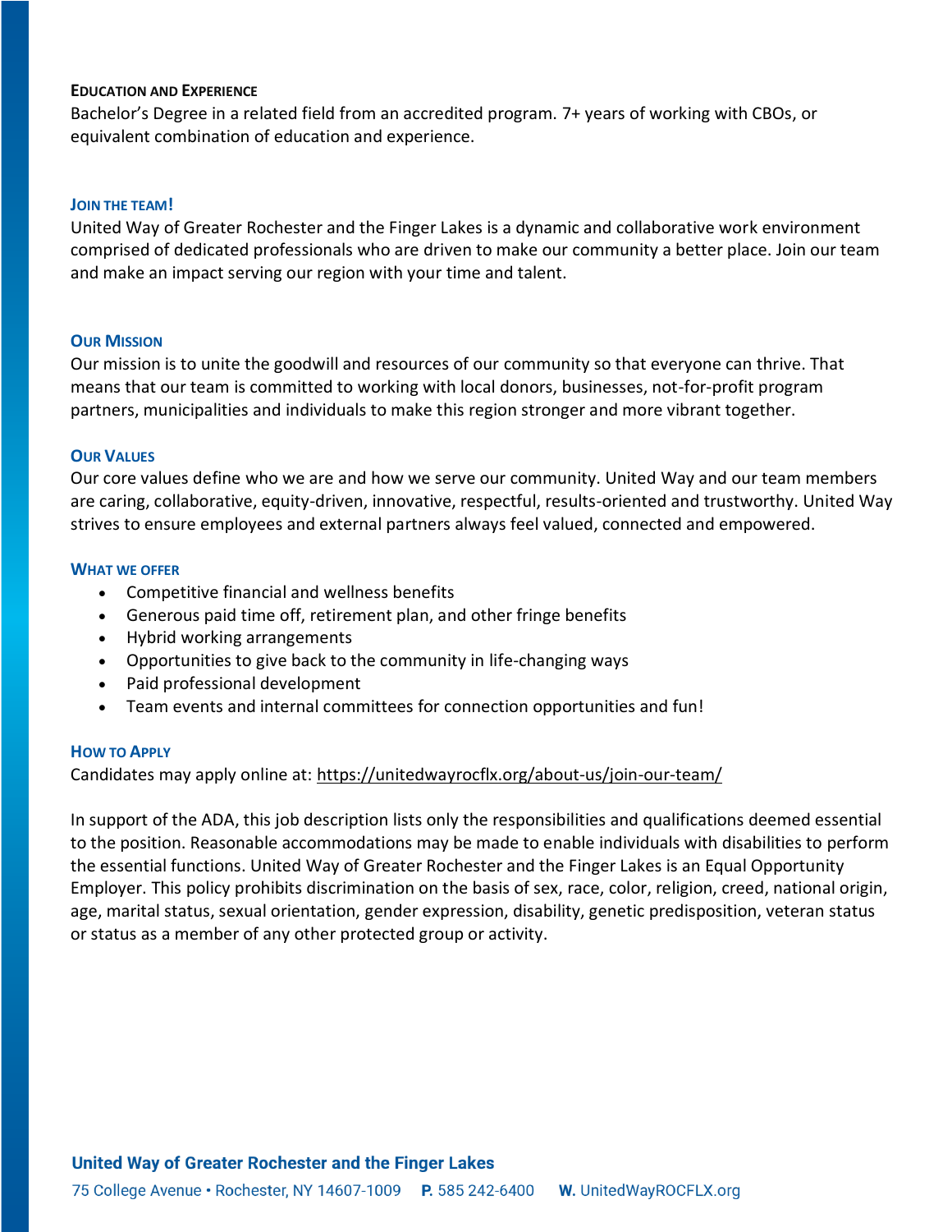#### Education and Experience

Bachelor's Degree in a related field from an accredited program. 7+ years of working with CBOs, or equivalent combination of education and experience.

#### Join the team!

United Way of Greater Rochester and the Finger Lakes is a dynamic and collaborative work environment comprised of dedicated professionals who are driven to make our community a better place. Join our team and make an impact serving our region with your time and talent.

#### Our Mission

Our mission is to unite the goodwill and resources of our community so that everyone can thrive. That means that our team is committed to working with local donors, businesses, not-for-profit program partners, municipalities and individuals to make this region stronger and more vibrant together.

#### Our Values

Our core values define who we are and how we serve our community. United Way and our team members are caring, collaborative, equity-driven, innovative, respectful, results-oriented and trustworthy. United Way strives to ensure employees and external partners always feel valued, connected and empowered.

#### What we offer

- Competitive financial and wellness benefits
- Generous paid time off, retirement plan, and other fringe benefits
- Hybrid working arrangements
- Opportunities to give back to the community in life-changing ways
- Paid professional development
- Team events and internal committees for connection opportunities and fun!

#### How to Apply

Candidates may apply online at: https://unitedwayrocflx.org/about-us/join-our-team/

In support of the ADA, this job description lists only the responsibilities and qualifications deemed essential to the position. Reasonable accommodations may be made to enable individuals with disabilities to perform the essential functions. United Way of Greater Rochester and the Finger Lakes is an Equal Opportunity Employer. This policy prohibits discrimination on the basis of sex, race, color, religion, creed, national origin, age, marital status, sexual orientation, gender expression, disability, genetic predisposition, veteran status or status as a member of any other protected group or activity.